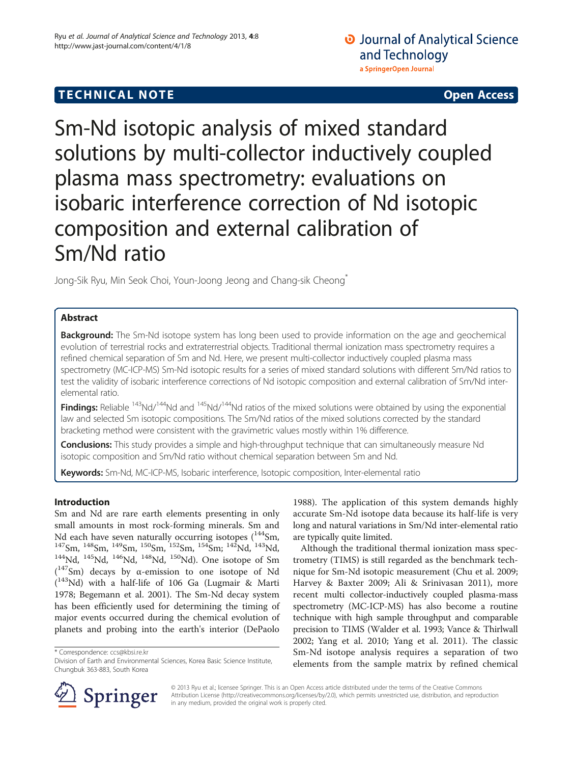TECHNICAL NOTE — Open Access

# Sm-Nd isotopic analysis of mixed standard solutions by multi-collector inductively coupled plasma mass spectrometry: evaluations on isobaric interference correction of Nd isotopic composition and external calibration of Sm/Nd ratio

Jong-Sik Ryu, Min Seok Choi, Youn-Joong Jeong and Chang-sik Cheong*

## Abstract

**Background:** The Sm-Nd isotope system has long been used to provide information on the age and geochemical evolution of terrestrial rocks and extraterrestrial objects. Traditional thermal ionization mass spectrometry requires a refined chemical separation of Sm and Nd. Here, we present multi-collector inductively coupled plasma mass spectrometry (MC-ICP-MS) Sm-Nd isotopic results for a series of mixed standard solutions with different Sm/Nd ratios to test the validity of isobaric interference corrections of Nd isotopic composition and external calibration of Sm/Nd inter-elemental ratio.

**Findings:** Reliable $^{143}$Nd/$^{144}$Nd and $^{145}$Nd/$^{144}$Nd ratios of the mixed solutions were obtained by using the exponential law and selected Sm isotopic compositions. The Sm/Nd ratios of the mixed solutions corrected by the standard bracketing method were consistent with the gravimetric values mostly within 1% difference.

**Conclusions:** This study provides a simple and high-throughput technique that can simultaneously measure Nd isotopic composition and Sm/Nd ratio without chemical separation between Sm and Nd.

**Keywords:** Sm-Nd, MC-ICP-MS, Isobaric interference, Isotopic composition, Inter-elemental ratio

## Introduction

Sm and Nd are rare earth elements presenting in only small amounts in most rock-forming minerals. Sm and Nd each have seven naturally occurring isotopes ($^{144}$Sm, $^{147}$Sm, $^{148}$Sm, $^{149}$Sm, $^{150}$Sm, $^{152}$Sm, $^{154}$Sm; $^{142}$Nd, $^{143}$Nd, $^{144}$Nd, $^{145}$Nd, $^{146}$Nd, $^{148}$Nd, $^{150}$Nd). One isotope of Sm ($^{147}$Sm) decays by α-emission to one isotope of Nd ($^{143}$Nd) with a half-life of 106 Ga (Lugmair & Marti 1978; Begemann et al. 2001). The Sm-Nd decay system has been efficiently used for determining the timing of major events occurred during the chemical evolution of planets and probing into the earth's interior (DePaolo 1988). The application of this system demands highly accurate Sm-Nd isotope data because its half-life is very long and natural variations in Sm/Nd inter-elemental ratio are typically quite limited.

Although the traditional thermal ionization mass spectrometry (TIMS) is still regarded as the benchmark technique for Sm-Nd isotopic measurement (Chu et al. 2009; Harvey & Baxter 2009; Ali & Srinivasan 2011), more recent multi collector-inductively coupled plasma-mass spectrometry (MC-ICP-MS) has also become a routine technique with high sample throughput and comparable precision to TIMS (Walder et al. 1993; Vance & Thirlwall 2002; Yang et al. 2010; Yang et al. 2011). The classic Sm-Nd isotope analysis requires a separation of two elements from the sample matrix by refined chemical

\* Correspondence: ccs@kbsi.re.kr
Division of Earth and Environmental Sciences, Korea Basic Science Institute, Chungbuk 363-883, South Korea

© 2013 Ryu et al.; licensee Springer. This is an Open Access article distributed under the terms of the Creative Commons Attribution License (http://creativecommons.org/licenses/by/2.0), which permits unrestricted use, distribution, and reproduction in any medium, provided the original work is properly cited.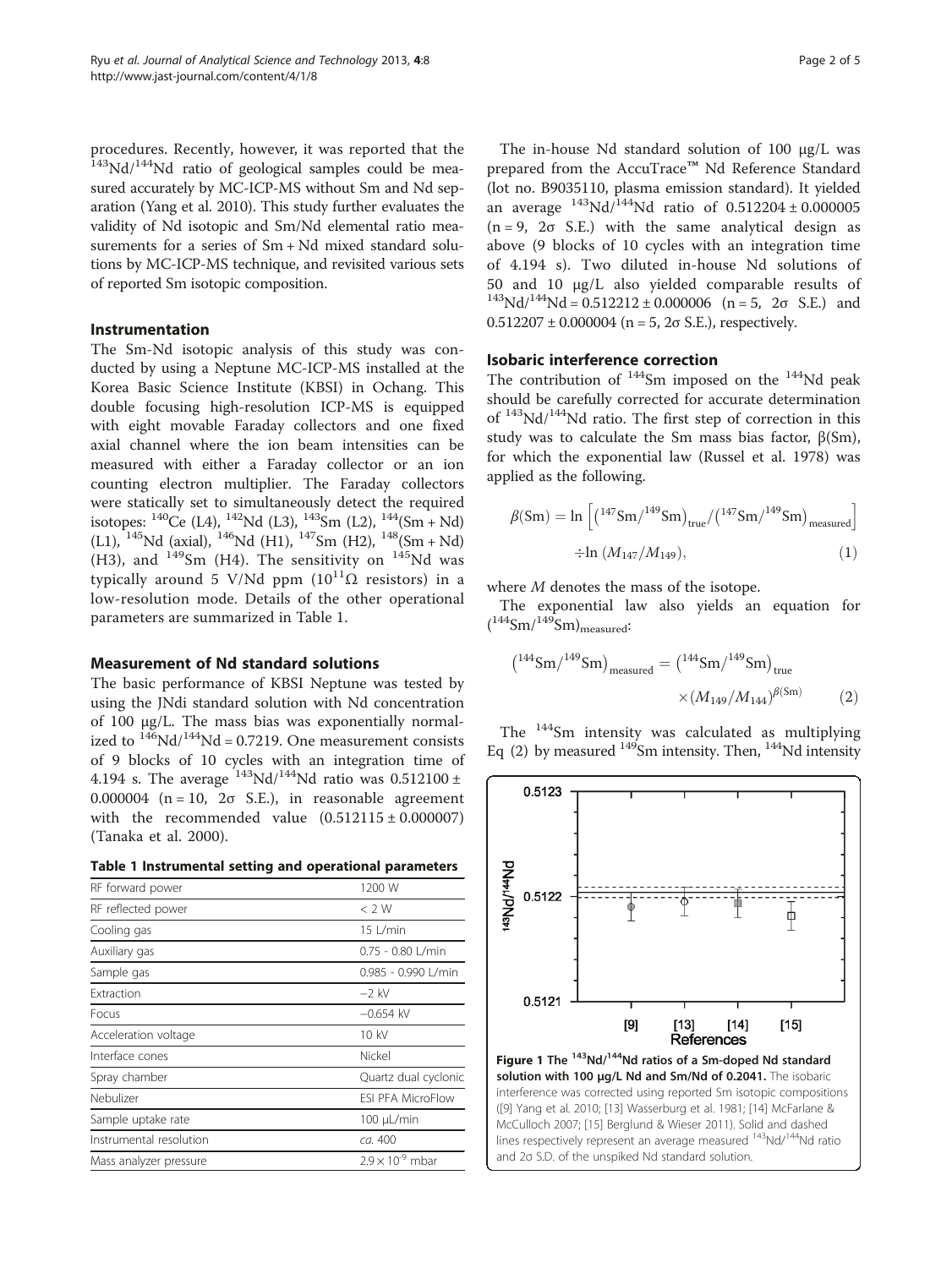procedures. Recently, however, it was reported that the $^{143}Nd/^{144}Nd$ ratio of geological samples could be measured accurately by MC-ICP-MS without Sm and Nd separation (Yang et al. 2010). This study further evaluates the validity of Nd isotopic and Sm/Nd elemental ratio measurements for a series of Sm + Nd mixed standard solutions by MC-ICP-MS technique, and revisited various sets of reported Sm isotopic composition.

## Instrumentation

The Sm-Nd isotopic analysis of this study was conducted by using a Neptune MC-ICP-MS installed at the Korea Basic Science Institute (KBSI) in Ochang. This double focusing high-resolution ICP-MS is equipped with eight movable Faraday collectors and one fixed axial channel where the ion beam intensities can be measured with either a Faraday collector or an ion counting electron multiplier. The Faraday collectors were statically set to simultaneously detect the required isotopes: $^{140}Ce$ (L4), $^{142}Nd$ (L3), $^{143}Sm$ (L2), $^{144}(Sm + Nd)$ (L1), $^{145}Nd$ (axial), $^{146}Nd$ (H1), $^{147}Sm$ (H2), $^{148}(Sm + Nd)$ (H3), and $^{149}Sm$ (H4). The sensitivity on $^{145}Nd$ was typically around 5 V/Nd ppm ($10^{11}\Omega$ resistors) in a low-resolution mode. Details of the other operational parameters are summarized in Table 1.

## Measurement of Nd standard solutions

The basic performance of KBSI Neptune was tested by using the JNdi standard solution with Nd concentration of 100 μg/L. The mass bias was exponentially normalized to $^{146}Nd/^{144}Nd = 0.7219$. One measurement consists of 9 blocks of 10 cycles with an integration time of 4.194 s. The average $^{143}Nd/^{144}Nd$ ratio was 0.512100 ± 0.000004 (n = 10, 2σ S.E.), in reasonable agreement with the recommended value (0.512115 ± 0.000007) (Tanaka et al. 2000).

**Table 1 Instrumental setting and operational parameters**

| | |
|---|---|
| RF forward power | 1200 W |
| RF reflected power | < 2 W |
| Cooling gas | 15 L/min |
| Auxiliary gas | 0.75 - 0.80 L/min |
| Sample gas | 0.985 - 0.990 L/min |
| Extraction | −2 kV |
| Focus | −0.654 kV |
| Acceleration voltage | 10 kV |
| Interface cones | Nickel |
| Spray chamber | Quartz dual cyclonic |
| Nebulizer | ESI PFA MicroFlow |
| Sample uptake rate | 100 μL/min |
| Instrumental resolution | *ca.* 400 |
| Mass analyzer pressure | $2.9 \times 10^{-9}$ mbar |

The in-house Nd standard solution of 100 μg/L was prepared from the AccuTrace™ Nd Reference Standard (lot no. B9035110, plasma emission standard). It yielded an average $^{143}Nd/^{144}Nd$ ratio of 0.512204 ± 0.000005 (n = 9, 2σ S.E.) with the same analytical design as above (9 blocks of 10 cycles with an integration time of 4.194 s). Two diluted in-house Nd solutions of 50 and 10 μg/L also yielded comparable results of $^{143}Nd/^{144}Nd = 0.512212 \pm 0.000006$ (n = 5, 2σ S.E.) and 0.512207 ± 0.000004 (n = 5, 2σ S.E.), respectively.

## Isobaric interference correction

The contribution of $^{144}Sm$ imposed on the $^{144}Nd$ peak should be carefully corrected for accurate determination of $^{143}Nd/^{144}Nd$ ratio. The first step of correction in this study was to calculate the Sm mass bias factor, β(Sm), for which the exponential law (Russel et al. 1978) was applied as the following.

$$\beta(\mathrm{Sm}) = \ln\left[\left(^{147}\mathrm{Sm}/^{149}\mathrm{Sm}\right)_{\mathrm{true}} / \left(^{147}\mathrm{Sm}/^{149}\mathrm{Sm}\right)_{\mathrm{measured}}\right] \div \ln\left(M_{147}/M_{149}\right), \tag{1}$$

where $M$ denotes the mass of the isotope.

The exponential law also yields an equation for $(^{144}Sm/^{149}Sm)_{measured}$:

$$\left(^{144}\mathrm{Sm}/^{149}\mathrm{Sm}\right)_{\mathrm{measured}} = \left(^{144}\mathrm{Sm}/^{149}\mathrm{Sm}\right)_{\mathrm{true}} \times \left(M_{149}/M_{144}\right)^{\beta(\mathrm{Sm})} \tag{2}$$

The $^{144}Sm$ intensity was calculated as multiplying Eq (2) by measured $^{149}Sm$ intensity. Then, $^{144}Nd$ intensity

**Figure 1 The $^{143}Nd/^{144}Nd$ ratios of a Sm-doped Nd standard solution with 100 μg/L Nd and Sm/Nd of 0.2041.** The isobaric interference was corrected using reported Sm isotopic compositions ([9] Yang et al. 2010; [13] Wasserburg et al. 1981; [14] McFarlane & McCulloch 2007; [15] Berglund & Wieser 2011). Solid and dashed lines respectively represent an average measured $^{143}Nd/^{144}Nd$ ratio and 2σ S.D. of the unspiked Nd standard solution.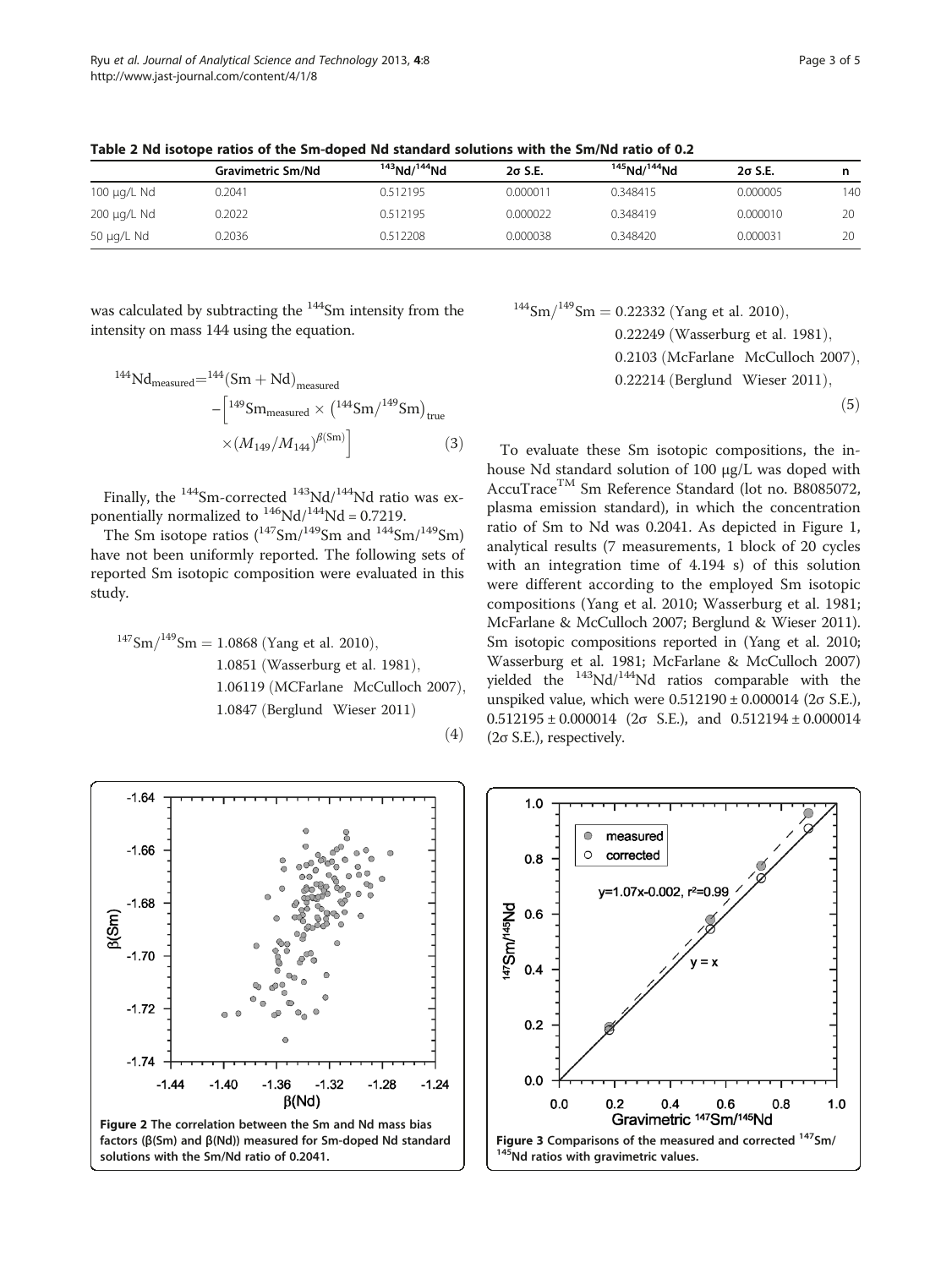**Table 2 Nd isotope ratios of the Sm-doped Nd standard solutions with the Sm/Nd ratio of 0.2**

| | Gravimetric Sm/Nd | $^{143}Nd/^{144}Nd$ | 2σ S.E. | $^{145}Nd/^{144}Nd$ | 2σ S.E. | n |
|---|---|---|---|---|---|---|
| 100 μg/L Nd | 0.2041 | 0.512195 | 0.000011 | 0.348415 | 0.000005 | 140 |
| 200 μg/L Nd | 0.2022 | 0.512195 | 0.000022 | 0.348419 | 0.000010 | 20 |
| 50 μg/L Nd | 0.2036 | 0.512208 | 0.000038 | 0.348420 | 0.000031 | 20 |

was calculated by subtracting the $^{144}Sm$ intensity from the intensity on mass 144 using the equation.

$$^{144}\mathrm{Nd}_{\mathrm{measured}} = {}^{144}(\mathrm{Sm+Nd})_{\mathrm{measured}} - \left[{}^{149}\mathrm{Sm}_{\mathrm{measured}} \times \left({}^{144}\mathrm{Sm}/{}^{149}\mathrm{Sm}\right)_{\mathrm{true}} \times (M_{149}/M_{144})^{\beta(\mathrm{Sm})}\right] \quad (3)$$

Finally, the $^{144}Sm$-corrected $^{143}Nd/^{144}Nd$ ratio was exponentially normalized to $^{146}Nd/^{144}Nd = 0.7219$.

The Sm isotope ratios ($^{147}Sm/^{149}Sm$ and $^{144}Sm/^{149}Sm$) have not been uniformly reported. The following sets of reported Sm isotopic composition were evaluated in this study.

$$^{147}\mathrm{Sm}/^{149}\mathrm{Sm} = 1.0868\ (\text{Yang et al. 2010}),\ 1.0851\ (\text{Wasserburg et al. 1981}),\ 1.06119\ (\text{MCFarlane McCulloch 2007}),\ 1.0847\ (\text{Berglund Wieser 2011}) \quad (4)$$

$$^{144}\mathrm{Sm}/^{149}\mathrm{Sm} = 0.22332\ (\text{Yang et al. 2010}),\ 0.22249\ (\text{Wasserburg et al. 1981}),\ 0.2103\ (\text{McFarlane McCulloch 2007}),\ 0.22214\ (\text{Berglund Wieser 2011}), \quad (5)$$

To evaluate these Sm isotopic compositions, the in-house Nd standard solution of 100 μg/L was doped with AccuTrace™ Sm Reference Standard (lot no. B8085072, plasma emission standard), in which the concentration ratio of Sm to Nd was 0.2041. As depicted in Figure 1, analytical results (7 measurements, 1 block of 20 cycles with an integration time of 4.194 s) of this solution were different according to the employed Sm isotopic compositions (Yang et al. 2010; Wasserburg et al. 1981; McFarlane & McCulloch 2007; Berglund & Wieser 2011). Sm isotopic compositions reported in (Yang et al. 2010; Wasserburg et al. 1981; McFarlane & McCulloch 2007) yielded the $^{143}Nd/^{144}Nd$ ratios comparable with the unspiked value, which were 0.512190 ± 0.000014 (2σ S.E.), 0.512195 ± 0.000014 (2σ S.E.), and 0.512194 ± 0.000014 (2σ S.E.), respectively.

**Figure 2 The correlation between the Sm and Nd mass bias factors (β(Sm) and β(Nd)) measured for Sm-doped Nd standard solutions with the Sm/Nd ratio of 0.2041.**

**Figure 3 Comparisons of the measured and corrected $^{147}Sm/^{145}Nd$ ratios with gravimetric values.**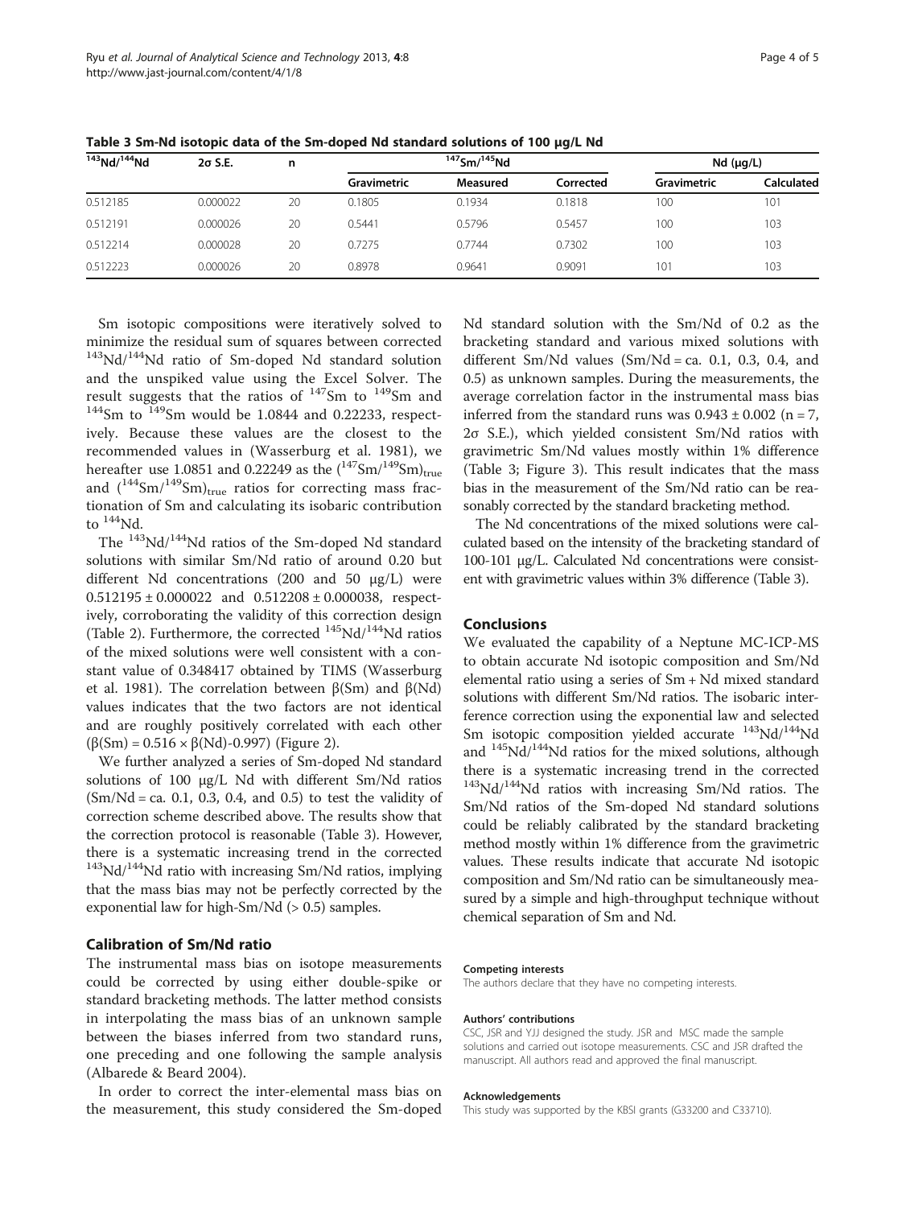**Table 3 Sm-Nd isotopic data of the Sm-doped Nd standard solutions of 100 μg/L Nd**

| $^{143}Nd/^{144}Nd$ | 2σ S.E. | n | $^{147}Sm/^{145}Nd$ | | | Nd (μg/L) | |
|---|---|---|---|---|---|---|---|
| | | | Gravimetric | Measured | Corrected | Gravimetric | Calculated |
| 0.512185 | 0.000022 | 20 | 0.1805 | 0.1934 | 0.1818 | 100 | 101 |
| 0.512191 | 0.000026 | 20 | 0.5441 | 0.5796 | 0.5457 | 100 | 103 |
| 0.512214 | 0.000028 | 20 | 0.7275 | 0.7744 | 0.7302 | 100 | 103 |
| 0.512223 | 0.000026 | 20 | 0.8978 | 0.9641 | 0.9091 | 101 | 103 |

Sm isotopic compositions were iteratively solved to minimize the residual sum of squares between corrected $^{143}Nd/^{144}Nd$ ratio of Sm-doped Nd standard solution and the unspiked value using the Excel Solver. The result suggests that the ratios of $^{147}Sm$ to $^{149}Sm$ and $^{144}Sm$ to $^{149}Sm$ would be 1.0844 and 0.22233, respectively. Because these values are the closest to the recommended values in (Wasserburg et al. 1981), we hereafter use 1.0851 and 0.22249 as the $(^{147}Sm/^{149}Sm)_{true}$ and $(^{144}Sm/^{149}Sm)_{true}$ ratios for correcting mass fractionation of Sm and calculating its isobaric contribution to $^{144}Nd$.

The $^{143}Nd/^{144}Nd$ ratios of the Sm-doped Nd standard solutions with similar Sm/Nd ratio of around 0.20 but different Nd concentrations (200 and 50 μg/L) were $0.512195 \pm 0.000022$ and $0.512208 \pm 0.000038$, respectively, corroborating the validity of this correction design (Table 2). Furthermore, the corrected $^{145}Nd/^{144}Nd$ ratios of the mixed solutions were well consistent with a constant value of 0.348417 obtained by TIMS (Wasserburg et al. 1981). The correlation between β(Sm) and β(Nd) values indicates that the two factors are not identical and are roughly positively correlated with each other ($\beta(Sm) = 0.516 \times \beta(Nd) - 0.997$) (Figure 2).

We further analyzed a series of Sm-doped Nd standard solutions of 100 μg/L Nd with different Sm/Nd ratios (Sm/Nd = ca. 0.1, 0.3, 0.4, and 0.5) to test the validity of correction scheme described above. The results show that the correction protocol is reasonable (Table 3). However, there is a systematic increasing trend in the corrected $^{143}Nd/^{144}Nd$ ratio with increasing Sm/Nd ratios, implying that the mass bias may not be perfectly corrected by the exponential law for high-Sm/Nd (> 0.5) samples.

## Calibration of Sm/Nd ratio

The instrumental mass bias on isotope measurements could be corrected by using either double-spike or standard bracketing methods. The latter method consists in interpolating the mass bias of an unknown sample between the biases inferred from two standard runs, one preceding and one following the sample analysis (Albarede & Beard 2004).

In order to correct the inter-elemental mass bias on the measurement, this study considered the Sm-doped Nd standard solution with the Sm/Nd of 0.2 as the bracketing standard and various mixed solutions with different Sm/Nd values (Sm/Nd = ca. 0.1, 0.3, 0.4, and 0.5) as unknown samples. During the measurements, the average correlation factor in the instrumental mass bias inferred from the standard runs was $0.943 \pm 0.002$ (n = 7, 2σ S.E.), which yielded consistent Sm/Nd ratios with gravimetric Sm/Nd values mostly within 1% difference (Table 3; Figure 3). This result indicates that the mass bias in the measurement of the Sm/Nd ratio can be reasonably corrected by the standard bracketing method.

The Nd concentrations of the mixed solutions were calculated based on the intensity of the bracketing standard of 100-101 μg/L. Calculated Nd concentrations were consistent with gravimetric values within 3% difference (Table 3).

## Conclusions

We evaluated the capability of a Neptune MC-ICP-MS to obtain accurate Nd isotopic composition and Sm/Nd elemental ratio using a series of Sm + Nd mixed standard solutions with different Sm/Nd ratios. The isobaric interference correction using the exponential law and selected Sm isotopic composition yielded accurate $^{143}Nd/^{144}Nd$ and $^{145}Nd/^{144}Nd$ ratios for the mixed solutions, although there is a systematic increasing trend in the corrected $^{143}Nd/^{144}Nd$ ratios with increasing Sm/Nd ratios. The Sm/Nd ratios of the Sm-doped Nd standard solutions could be reliably calibrated by the standard bracketing method mostly within 1% difference from the gravimetric values. These results indicate that accurate Nd isotopic composition and Sm/Nd ratio can be simultaneously measured by a simple and high-throughput technique without chemical separation of Sm and Nd.

#### Competing interests

The authors declare that they have no competing interests.

#### Authors' contributions

CSC, JSR and YJJ designed the study. JSR and MSC made the sample solutions and carried out isotope measurements. CSC and JSR drafted the manuscript. All authors read and approved the final manuscript.

#### Acknowledgements

This study was supported by the KBSI grants (G33200 and C33710).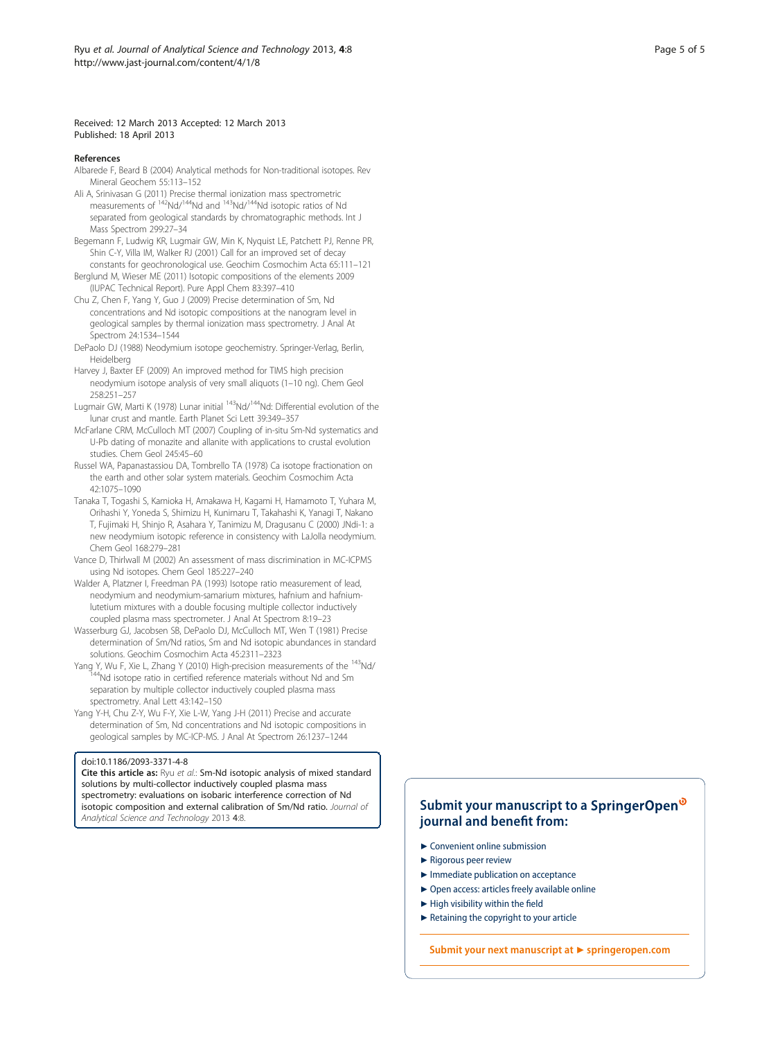Received: 12 March 2013 Accepted: 12 March 2013
Published: 18 April 2013

## References

Albarede F, Beard B (2004) Analytical methods for Non-traditional isotopes. Rev Mineral Geochem 55:113–152

Ali A, Srinivasan G (2011) Precise thermal ionization mass spectrometric measurements of $^{142}$Nd/$^{144}$Nd and $^{143}$Nd/$^{144}$Nd isotopic ratios of Nd separated from geological standards by chromatographic methods. Int J Mass Spectrom 299:27–34

Begemann F, Ludwig KR, Lugmair GW, Min K, Nyquist LE, Patchett PJ, Renne PR, Shin C-Y, Villa IM, Walker RJ (2001) Call for an improved set of decay constants for geochronological use. Geochim Cosmochim Acta 65:111–121

Berglund M, Wieser ME (2011) Isotopic compositions of the elements 2009 (IUPAC Technical Report). Pure Appl Chem 83:397–410

Chu Z, Chen F, Yang Y, Guo J (2009) Precise determination of Sm, Nd concentrations and Nd isotopic compositions at the nanogram level in geological samples by thermal ionization mass spectrometry. J Anal At Spectrom 24:1534–1544

DePaolo DJ (1988) Neodymium isotope geochemistry. Springer-Verlag, Berlin, Heidelberg

Harvey J, Baxter EF (2009) An improved method for TIMS high precision neodymium isotope analysis of very small aliquots (1–10 ng). Chem Geol 258:251–257

Lugmair GW, Marti K (1978) Lunar initial $^{143}$Nd/$^{144}$Nd: Differential evolution of the lunar crust and mantle. Earth Planet Sci Lett 39:349–357

McFarlane CRM, McCulloch MT (2007) Coupling of in-situ Sm-Nd systematics and U-Pb dating of monazite and allanite with applications to crustal evolution studies. Chem Geol 245:45–60

Russel WA, Papanastassiou DA, Tombrello TA (1978) Ca isotope fractionation on the earth and other solar system materials. Geochim Cosmochim Acta 42:1075–1090

Tanaka T, Togashi S, Kamioka H, Amakawa H, Kagami H, Hamamoto T, Yuhara M, Orihashi Y, Yoneda S, Shimizu H, Kunimaru T, Takahashi K, Yanagi T, Nakano T, Fujimaki H, Shinjo R, Asahara Y, Tanimizu M, Dragusanu C (2000) JNdi-1: a new neodymium isotopic reference in consistency with LaJolla neodymium. Chem Geol 168:279–281

Vance D, Thirlwall M (2002) An assessment of mass discrimination in MC-ICPMS using Nd isotopes. Chem Geol 185:227–240

Walder A, Platzner I, Freedman PA (1993) Isotope ratio measurement of lead, neodymium and neodymium-samarium mixtures, hafnium and hafnium-lutetium mixtures with a double focusing multiple collector inductively coupled plasma mass spectrometer. J Anal At Spectrom 8:19–23

Wasserburg GJ, Jacobsen SB, DePaolo DJ, McCulloch MT, Wen T (1981) Precise determination of Sm/Nd ratios, Sm and Nd isotopic abundances in standard solutions. Geochim Cosmochim Acta 45:2311–2323

Yang Y, Wu F, Xie L, Zhang Y (2010) High-precision measurements of the $^{143}$Nd/$^{144}$Nd isotope ratio in certified reference materials without Nd and Sm separation by multiple collector inductively coupled plasma mass spectrometry. Anal Lett 43:142–150

Yang Y-H, Chu Z-Y, Wu F-Y, Xie L-W, Yang J-H (2011) Precise and accurate determination of Sm, Nd concentrations and Nd isotopic compositions in geological samples by MC-ICP-MS. J Anal At Spectrom 26:1237–1244

doi:10.1186/2093-3371-4-8

**Cite this article as:** Ryu *et al.*: Sm-Nd isotopic analysis of mixed standard solutions by multi-collector inductively coupled plasma mass spectrometry: evaluations on isobaric interference correction of Nd isotopic composition and external calibration of Sm/Nd ratio. *Journal of Analytical Science and Technology* 2013 **4**:8.

**Submit your manuscript to a SpringerOpen journal and benefit from:**

- ► Convenient online submission
- ► Rigorous peer review
- ► Immediate publication on acceptance
- ► Open access: articles freely available online
- ► High visibility within the field
- ► Retaining the copyright to your article

**Submit your next manuscript at ► springeropen.com**